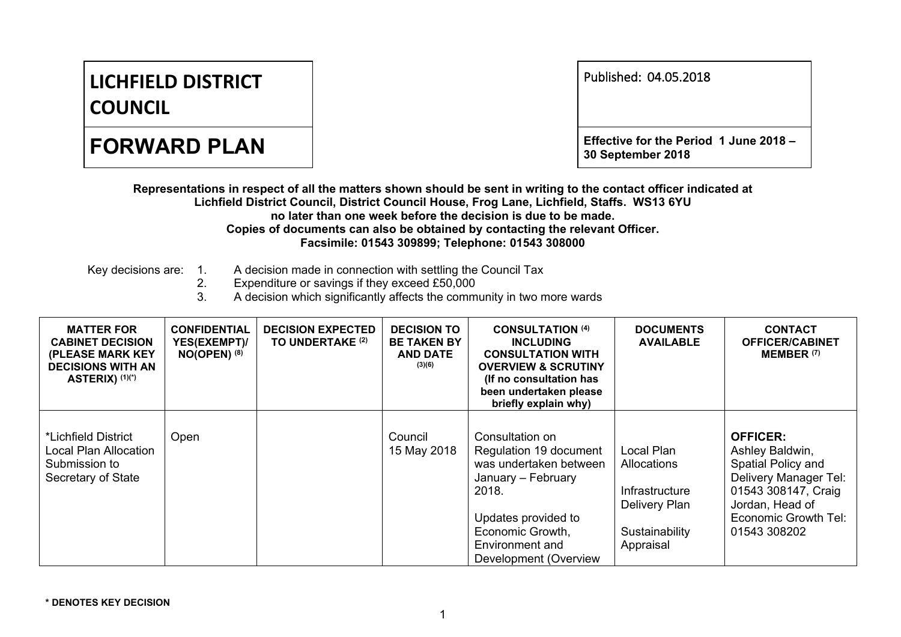# LICHFIELD DISTRICT COUNCIL

# FORWARD PLAN

Published: 04.05.2018

**Effective for the Period 1 June 2018 – 30 September 2018**

**Representations in respect of all the matters shown should be sent in writing to the contact officer indicated at Lichfield District Council, District Council House, Frog Lane, Lichfield, Staffs. WS13 6YU no later than one week before the decision is due to be made.**
**Copies of documents can also be obtained by contacting the relevant Officer.**
**Facsimile: 01543 309899; Telephone: 01543 308000**

Key decisions are:
1. A decision made in connection with settling the Council Tax
2. Expenditure or savings if they exceed £50,000
3. A decision which significantly affects the community in two more wards

| MATTER FOR CABINET DECISION (PLEASE MARK KEY DECISIONS WITH AN ASTERIX) (1)(*) | CONFIDENTIAL YES(EXEMPT)/ NO(OPEN) (8) | DECISION EXPECTED TO UNDERTAKE (2) | DECISION TO BE TAKEN BY AND DATE (3)(6) | CONSULTATION (4) INCLUDING CONSULTATION WITH OVERVIEW & SCRUTINY (If no consultation has been undertaken please briefly explain why) | DOCUMENTS AVAILABLE | CONTACT OFFICER/CABINET MEMBER (7) |
|---|---|---|---|---|---|---|
| *Lichfield District Local Plan Allocation Submission to Secretary of State | Open | | Council 15 May 2018 | Consultation on Regulation 19 document was undertaken between January – February 2018.<br><br>Updates provided to Economic Growth, Environment and Development (Overview | Local Plan Allocations<br><br>Infrastructure Delivery Plan<br><br>Sustainability Appraisal | **OFFICER:** Ashley Baldwin, Spatial Policy and Delivery Manager Tel: 01543 308147, Craig Jordan, Head of Economic Growth Tel: 01543 308202 |

**\* DENOTES KEY DECISION**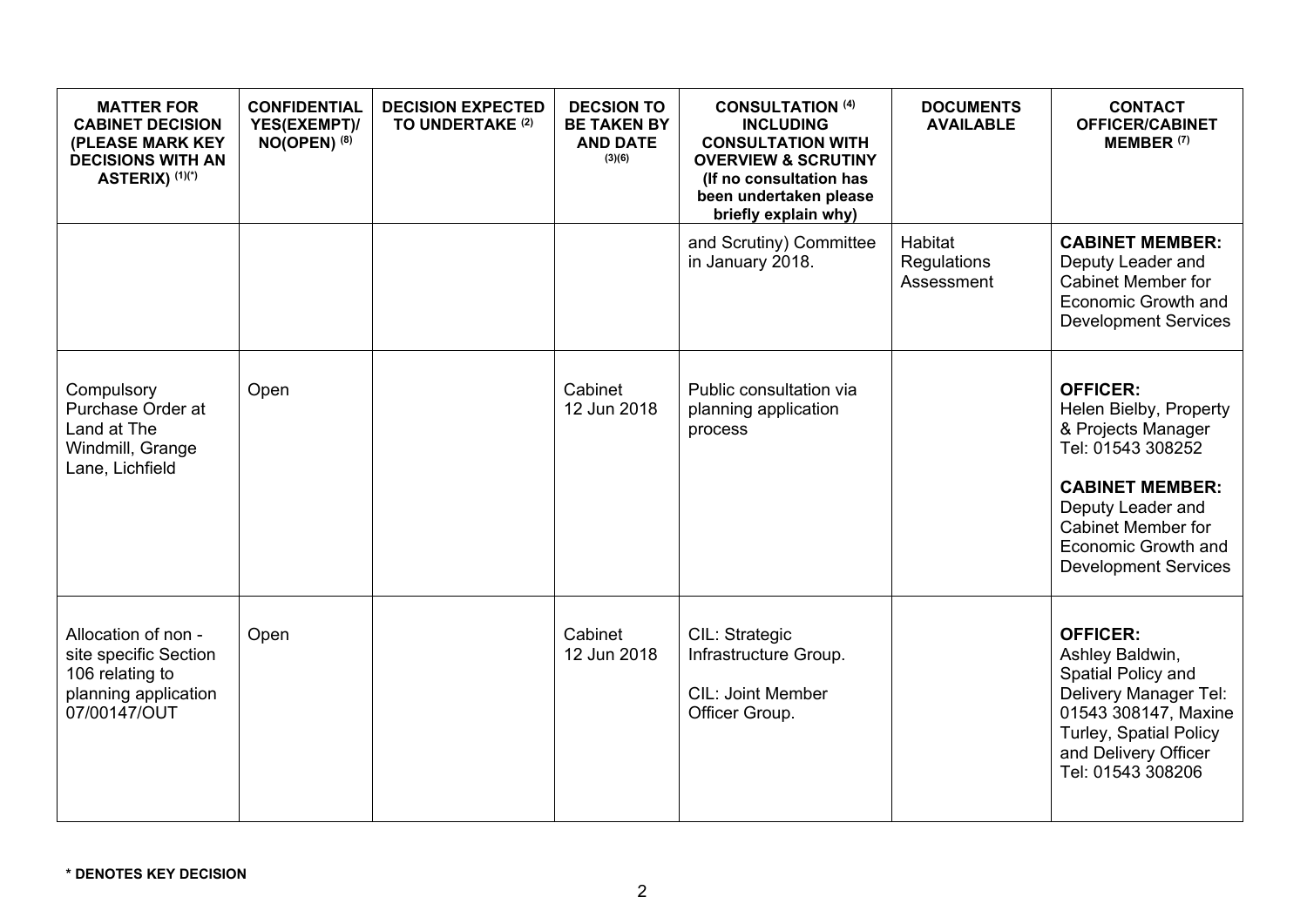| MATTER FOR CABINET DECISION (PLEASE MARK KEY DECISIONS WITH AN ASTERIX) (1)(*) | CONFIDENTIAL YES(EXEMPT)/ NO(OPEN) (8) | DECISION EXPECTED TO UNDERTAKE (2) | DECSION TO BE TAKEN BY AND DATE (3)(6) | CONSULTATION (4) INCLUDING CONSULTATION WITH OVERVIEW & SCRUTINY (If no consultation has been undertaken please briefly explain why) | DOCUMENTS AVAILABLE | CONTACT OFFICER/CABINET MEMBER (7) |
|---|---|---|---|---|---|---|
| | | | | and Scrutiny) Committee in January 2018. | Habitat Regulations Assessment | **CABINET MEMBER:** Deputy Leader and Cabinet Member for Economic Growth and Development Services |
| Compulsory Purchase Order at Land at The Windmill, Grange Lane, Lichfield | Open | | Cabinet 12 Jun 2018 | Public consultation via planning application process | | **OFFICER:** Helen Bielby, Property & Projects Manager Tel: 01543 308252 **CABINET MEMBER:** Deputy Leader and Cabinet Member for Economic Growth and Development Services |
| Allocation of non - site specific Section 106 relating to planning application 07/00147/OUT | Open | | Cabinet 12 Jun 2018 | CIL: Strategic Infrastructure Group. CIL: Joint Member Officer Group. | | **OFFICER:** Ashley Baldwin, Spatial Policy and Delivery Manager Tel: 01543 308147, Maxine Turley, Spatial Policy and Delivery Officer Tel: 01543 308206 |

**\* DENOTES KEY DECISION**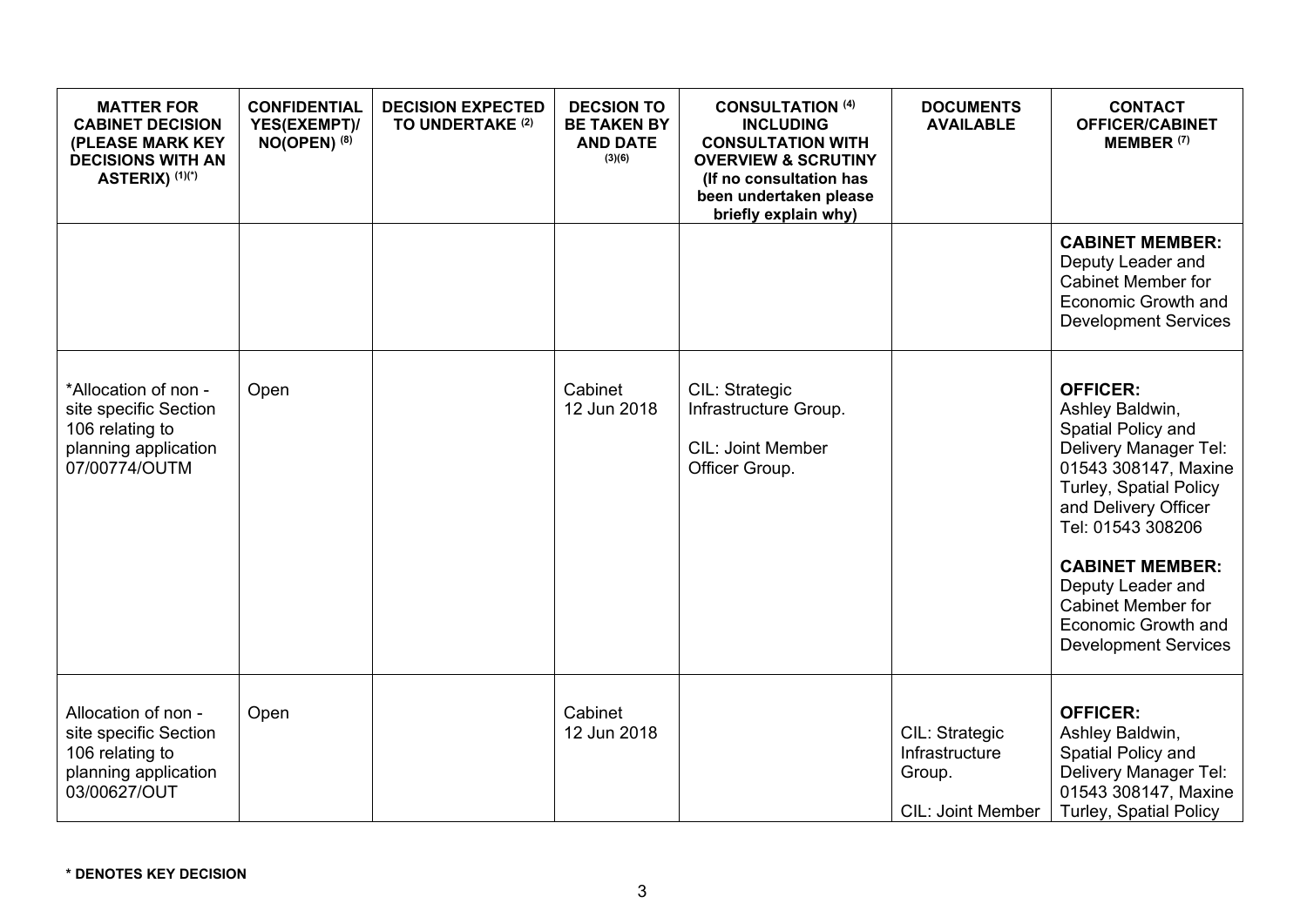| MATTER FOR CABINET DECISION (PLEASE MARK KEY DECISIONS WITH AN ASTERIX) [1][*] | CONFIDENTIAL YES(EXEMPT)/ NO(OPEN) [8] | DECISION EXPECTED TO UNDERTAKE [2] | DECSION TO BE TAKEN BY AND DATE [3][6] | CONSULTATION [4] INCLUDING CONSULTATION WITH OVERVIEW & SCRUTINY (If no consultation has been undertaken please briefly explain why) | DOCUMENTS AVAILABLE | CONTACT OFFICER/CABINET MEMBER [7] |
|---|---|---|---|---|---|---|
| | | | | | | **CABINET MEMBER:** Deputy Leader and Cabinet Member for Economic Growth and Development Services |
| *Allocation of non - site specific Section 106 relating to planning application 07/00774/OUTM | Open | | Cabinet 12 Jun 2018 | CIL: Strategic Infrastructure Group. CIL: Joint Member Officer Group. | | **OFFICER:** Ashley Baldwin, Spatial Policy and Delivery Manager Tel: 01543 308147, Maxine Turley, Spatial Policy and Delivery Officer Tel: 01543 308206 **CABINET MEMBER:** Deputy Leader and Cabinet Member for Economic Growth and Development Services |
| Allocation of non - site specific Section 106 relating to planning application 03/00627/OUT | Open | | Cabinet 12 Jun 2018 | | CIL: Strategic Infrastructure Group. CIL: Joint Member | **OFFICER:** Ashley Baldwin, Spatial Policy and Delivery Manager Tel: 01543 308147, Maxine Turley, Spatial Policy |

**\* DENOTES KEY DECISION**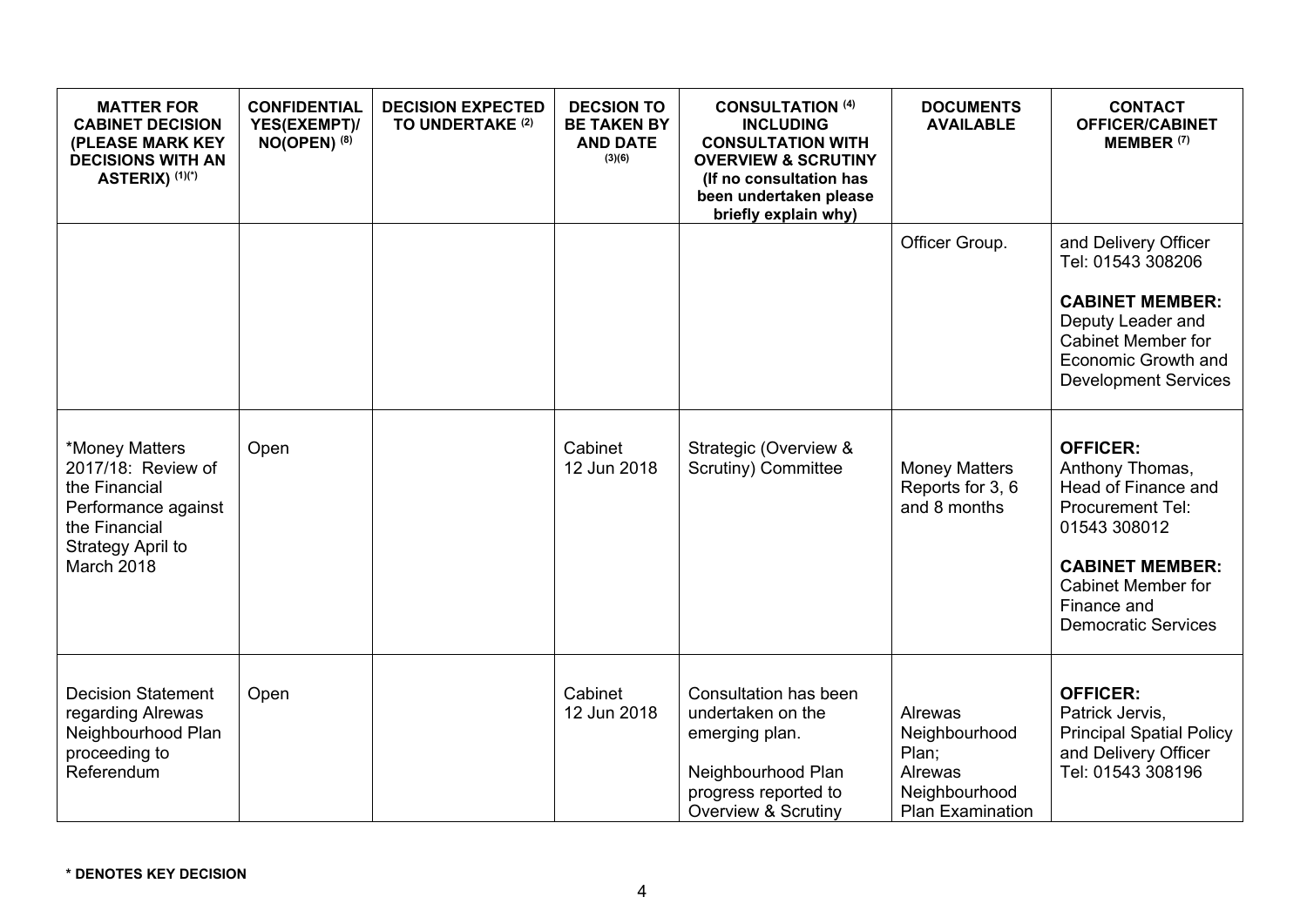| MATTER FOR CABINET DECISION (PLEASE MARK KEY DECISIONS WITH AN ASTERIX) (1)(*) | CONFIDENTIAL YES(EXEMPT)/ NO(OPEN) (8) | DECISION EXPECTED TO UNDERTAKE (2) | DECSION TO BE TAKEN BY AND DATE (3)(6) | CONSULTATION (4) INCLUDING CONSULTATION WITH OVERVIEW & SCRUTINY (If no consultation has been undertaken please briefly explain why) | DOCUMENTS AVAILABLE | CONTACT OFFICER/CABINET MEMBER (7) |
|---|---|---|---|---|---|---|
| | | | | | Officer Group. | and Delivery Officer Tel: 01543 308206<br><br>**CABINET MEMBER:** Deputy Leader and Cabinet Member for Economic Growth and Development Services |
| *Money Matters 2017/18: Review of the Financial Performance against the Financial Strategy April to March 2018 | Open | | Cabinet 12 Jun 2018 | Strategic (Overview & Scrutiny) Committee | Money Matters Reports for 3, 6 and 8 months | **OFFICER:** Anthony Thomas, Head of Finance and Procurement Tel: 01543 308012<br><br>**CABINET MEMBER:** Cabinet Member for Finance and Democratic Services |
| Decision Statement regarding Alrewas Neighbourhood Plan proceeding to Referendum | Open | | Cabinet 12 Jun 2018 | Consultation has been undertaken on the emerging plan.<br><br>Neighbourhood Plan progress reported to Overview & Scrutiny | Alrewas Neighbourhood Plan; Alrewas Neighbourhood Plan Examination | **OFFICER:** Patrick Jervis, Principal Spatial Policy and Delivery Officer Tel: 01543 308196 |

**\* DENOTES KEY DECISION**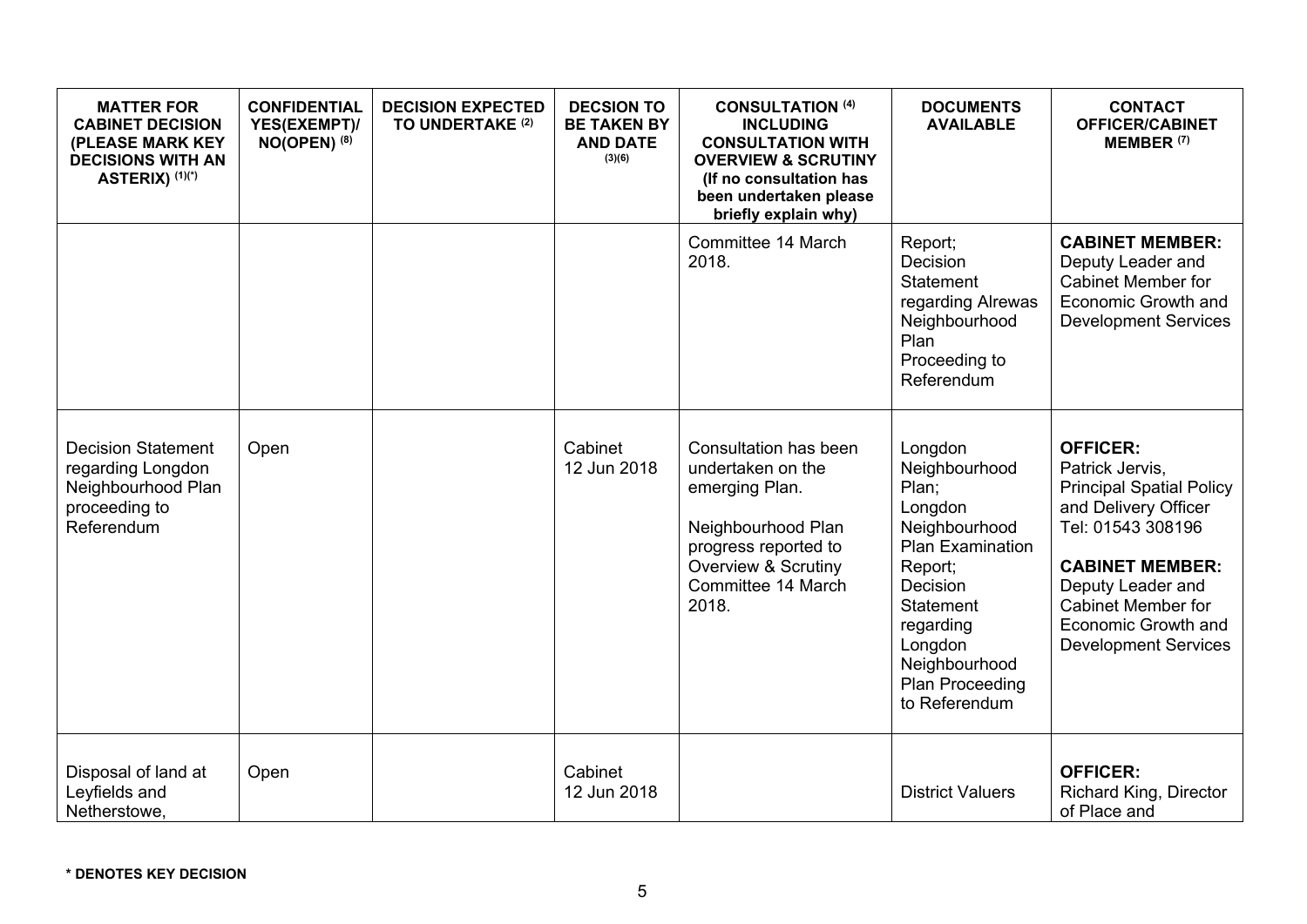| MATTER FOR CABINET DECISION (PLEASE MARK KEY DECISIONS WITH AN ASTERIX) [(1)(*)] | CONFIDENTIAL YES(EXEMPT)/ NO(OPEN) [(8)] | DECISION EXPECTED TO UNDERTAKE [(2)] | DECSION TO BE TAKEN BY AND DATE [(3)(6)] | CONSULTATION [(4)] INCLUDING CONSULTATION WITH OVERVIEW & SCRUTINY (If no consultation has been undertaken please briefly explain why) | DOCUMENTS AVAILABLE | CONTACT OFFICER/CABINET MEMBER [(7)] |
|---|---|---|---|---|---|---|
| | | | | Committee 14 March 2018. | Report; Decision Statement regarding Alrewas Neighbourhood Plan Proceeding to Referendum | **CABINET MEMBER:** Deputy Leader and Cabinet Member for Economic Growth and Development Services |
| Decision Statement regarding Longdon Neighbourhood Plan proceeding to Referendum | Open | | Cabinet 12 Jun 2018 | Consultation has been undertaken on the emerging Plan.<br><br>Neighbourhood Plan progress reported to Overview & Scrutiny Committee 14 March 2018. | Longdon Neighbourhood Plan; Longdon Neighbourhood Plan Examination Report; Decision Statement regarding Longdon Neighbourhood Plan Proceeding to Referendum | **OFFICER:** Patrick Jervis, Principal Spatial Policy and Delivery Officer Tel: 01543 308196<br><br>**CABINET MEMBER:** Deputy Leader and Cabinet Member for Economic Growth and Development Services |
| Disposal of land at Leyfields and Netherstowe, | Open | | Cabinet 12 Jun 2018 | | District Valuers | **OFFICER:** Richard King, Director of Place and |

**\* DENOTES KEY DECISION**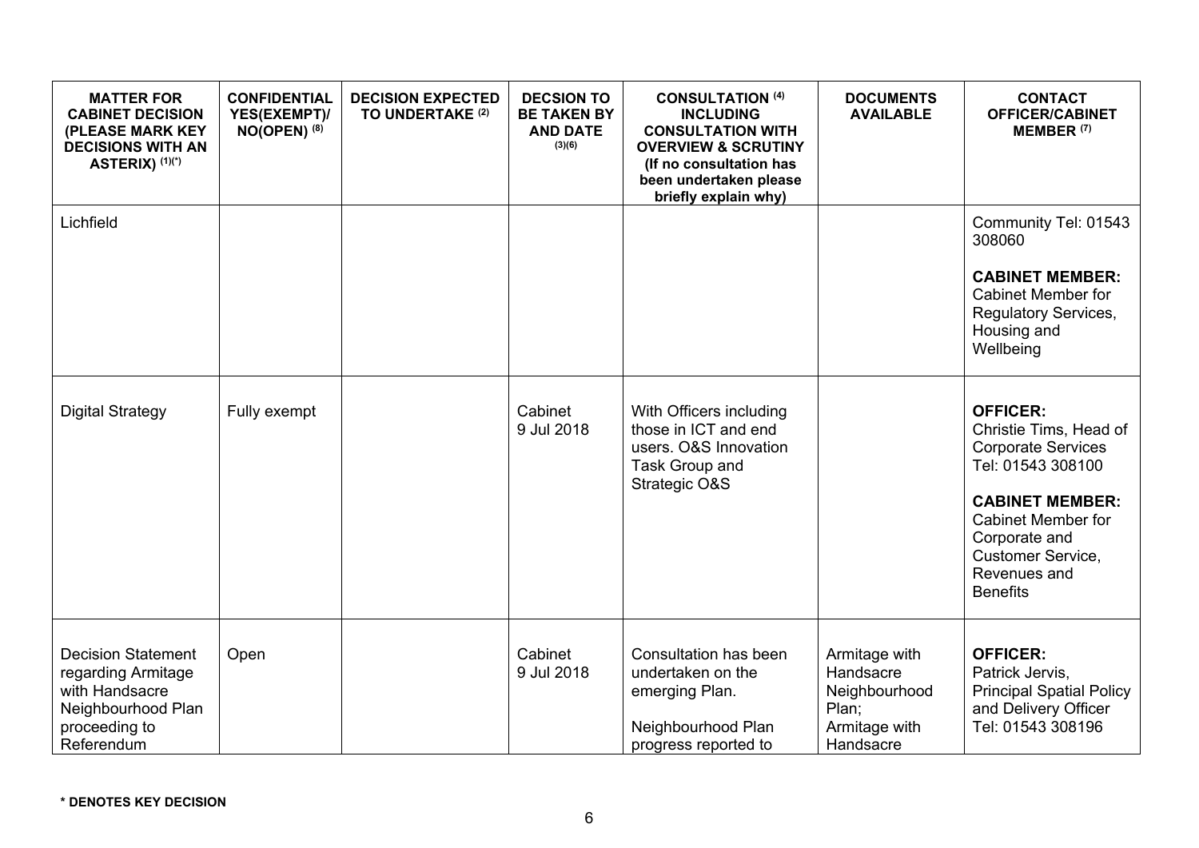| MATTER FOR CABINET DECISION (PLEASE MARK KEY DECISIONS WITH AN ASTERIX) (1)(*) | CONFIDENTIAL YES(EXEMPT)/ NO(OPEN) (8) | DECISION EXPECTED TO UNDERTAKE (2) | DECSION TO BE TAKEN BY AND DATE (3)(6) | CONSULTATION (4) INCLUDING CONSULTATION WITH OVERVIEW & SCRUTINY (If no consultation has been undertaken please briefly explain why) | DOCUMENTS AVAILABLE | CONTACT OFFICER/CABINET MEMBER (7) |
|---|---|---|---|---|---|---|
| Lichfield | | | | | | Community Tel: 01543 308060<br><br>**CABINET MEMBER:** Cabinet Member for Regulatory Services, Housing and Wellbeing |
| Digital Strategy | Fully exempt | | Cabinet 9 Jul 2018 | With Officers including those in ICT and end users. O&S Innovation Task Group and Strategic O&S | | **OFFICER:** Christie Tims, Head of Corporate Services Tel: 01543 308100<br><br>**CABINET MEMBER:** Cabinet Member for Corporate and Customer Service, Revenues and Benefits |
| Decision Statement regarding Armitage with Handsacre Neighbourhood Plan proceeding to Referendum | Open | | Cabinet 9 Jul 2018 | Consultation has been undertaken on the emerging Plan.<br><br>Neighbourhood Plan progress reported to | Armitage with Handsacre Neighbourhood Plan;<br>Armitage with Handsacre | **OFFICER:** Patrick Jervis, Principal Spatial Policy and Delivery Officer Tel: 01543 308196 |

**\* DENOTES KEY DECISION**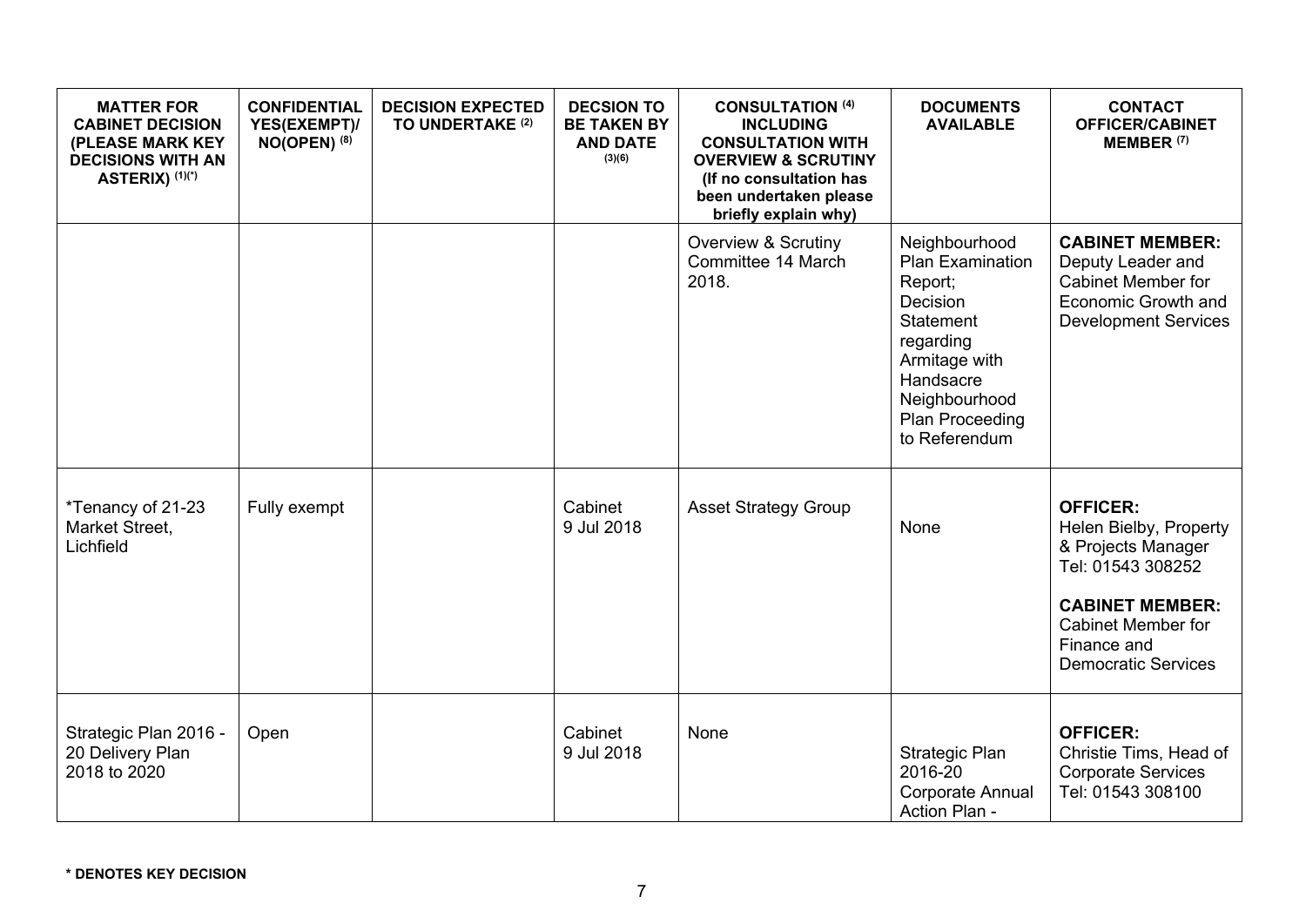| MATTER FOR CABINET DECISION (PLEASE MARK KEY DECISIONS WITH AN ASTERIX) (1)(*) | CONFIDENTIAL YES(EXEMPT)/ NO(OPEN) (8) | DECISION EXPECTED TO UNDERTAKE (2) | DECSION TO BE TAKEN BY AND DATE (3)(6) | CONSULTATION (4) INCLUDING CONSULTATION WITH OVERVIEW & SCRUTINY (If no consultation has been undertaken please briefly explain why) | DOCUMENTS AVAILABLE | CONTACT OFFICER/CABINET MEMBER (7) |
|---|---|---|---|---|---|---|
| | | | | Overview & Scrutiny Committee 14 March 2018. | Neighbourhood Plan Examination Report; Decision Statement regarding Armitage with Handsacre Neighbourhood Plan Proceeding to Referendum | **CABINET MEMBER:** Deputy Leader and Cabinet Member for Economic Growth and Development Services |
| *Tenancy of 21-23 Market Street, Lichfield | Fully exempt | | Cabinet 9 Jul 2018 | Asset Strategy Group | None | **OFFICER:** Helen Bielby, Property & Projects Manager Tel: 01543 308252<br><br>**CABINET MEMBER:** Cabinet Member for Finance and Democratic Services |
| Strategic Plan 2016 - 20 Delivery Plan 2018 to 2020 | Open | | Cabinet 9 Jul 2018 | None | Strategic Plan 2016-20 Corporate Annual Action Plan - | **OFFICER:** Christie Tims, Head of Corporate Services Tel: 01543 308100 |

**\* DENOTES KEY DECISION**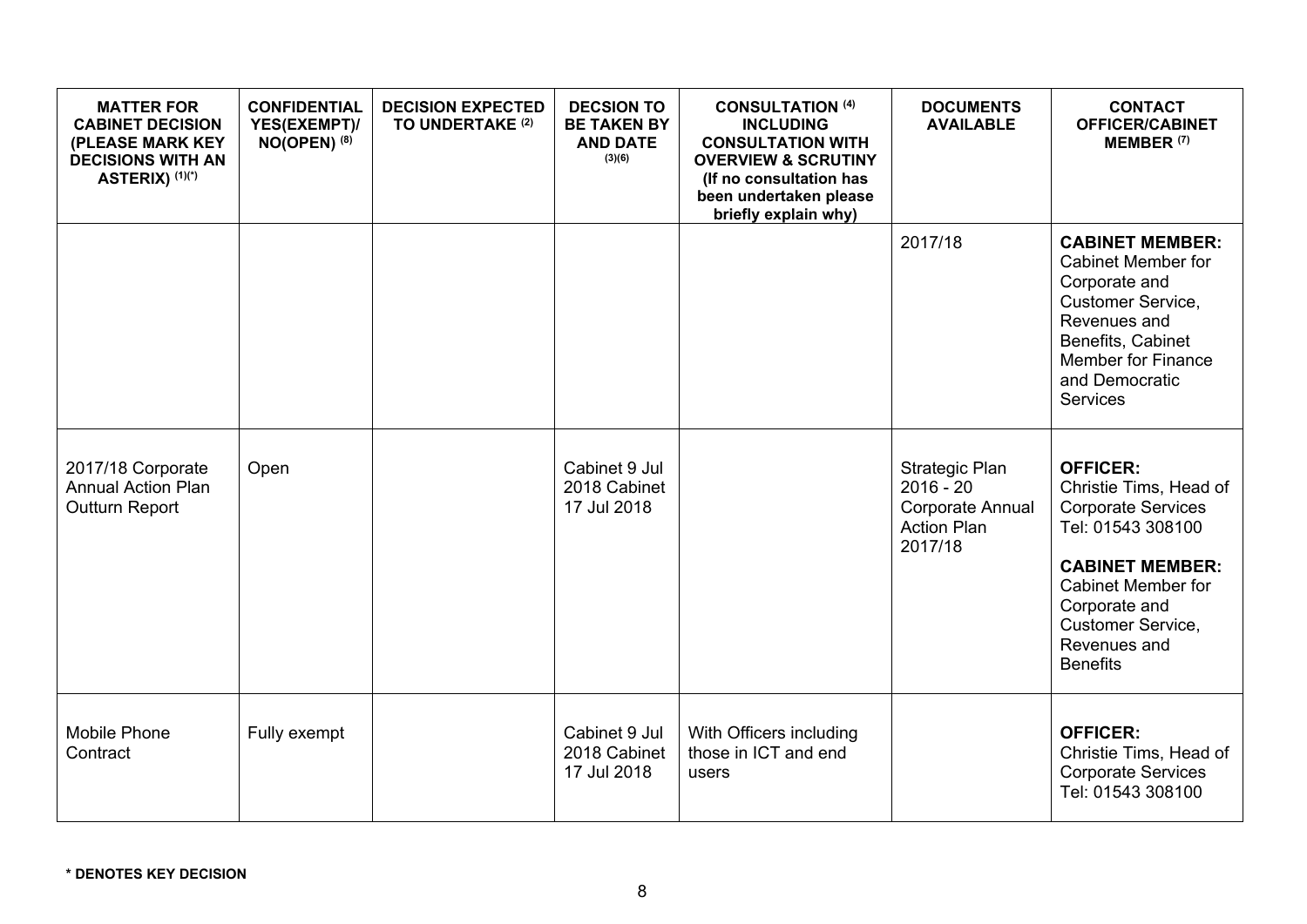| MATTER FOR CABINET DECISION (PLEASE MARK KEY DECISIONS WITH AN ASTERIX) (1)(*) | CONFIDENTIAL YES(EXEMPT)/ NO(OPEN) (8) | DECISION EXPECTED TO UNDERTAKE (2) | DECSION TO BE TAKEN BY AND DATE (3)(6) | CONSULTATION (4) INCLUDING CONSULTATION WITH OVERVIEW & SCRUTINY (If no consultation has been undertaken please briefly explain why) | DOCUMENTS AVAILABLE | CONTACT OFFICER/CABINET MEMBER (7) |
|---|---|---|---|---|---|---|
| | | | | | 2017/18 | **CABINET MEMBER:** Cabinet Member for Corporate and Customer Service, Revenues and Benefits, Cabinet Member for Finance and Democratic Services |
| 2017/18 Corporate Annual Action Plan Outturn Report | Open | | Cabinet 9 Jul 2018 Cabinet 17 Jul 2018 | | Strategic Plan 2016 - 20 Corporate Annual Action Plan 2017/18 | **OFFICER:** Christie Tims, Head of Corporate Services Tel: 01543 308100<br><br>**CABINET MEMBER:** Cabinet Member for Corporate and Customer Service, Revenues and Benefits |
| Mobile Phone Contract | Fully exempt | | Cabinet 9 Jul 2018 Cabinet 17 Jul 2018 | With Officers including those in ICT and end users | | **OFFICER:** Christie Tims, Head of Corporate Services Tel: 01543 308100 |

**\* DENOTES KEY DECISION**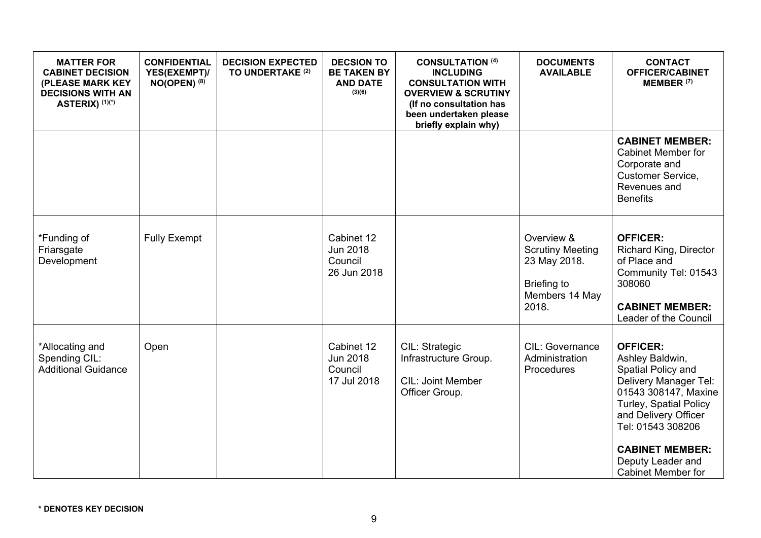| MATTER FOR CABINET DECISION (PLEASE MARK KEY DECISIONS WITH AN ASTERIX) (1)(*) | CONFIDENTIAL YES(EXEMPT)/ NO(OPEN) (8) | DECISION EXPECTED TO UNDERTAKE (2) | DECSION TO BE TAKEN BY AND DATE (3)(6) | CONSULTATION (4) INCLUDING CONSULTATION WITH OVERVIEW & SCRUTINY (If no consultation has been undertaken please briefly explain why) | DOCUMENTS AVAILABLE | CONTACT OFFICER/CABINET MEMBER (7) |
|---|---|---|---|---|---|---|
| | | | | | | **CABINET MEMBER:** Cabinet Member for Corporate and Customer Service, Revenues and Benefits |
| *Funding of Friarsgate Development | Fully Exempt | | Cabinet 12 Jun 2018 Council 26 Jun 2018 | | Overview & Scrutiny Meeting 23 May 2018. Briefing to Members 14 May 2018. | **OFFICER:** Richard King, Director of Place and Community Tel: 01543 308060 **CABINET MEMBER:** Leader of the Council |
| *Allocating and Spending CIL: Additional Guidance | Open | | Cabinet 12 Jun 2018 Council 17 Jul 2018 | CIL: Strategic Infrastructure Group. CIL: Joint Member Officer Group. | CIL: Governance Administration Procedures | **OFFICER:** Ashley Baldwin, Spatial Policy and Delivery Manager Tel: 01543 308147, Maxine Turley, Spatial Policy and Delivery Officer Tel: 01543 308206 **CABINET MEMBER:** Deputy Leader and Cabinet Member for |

**\* DENOTES KEY DECISION**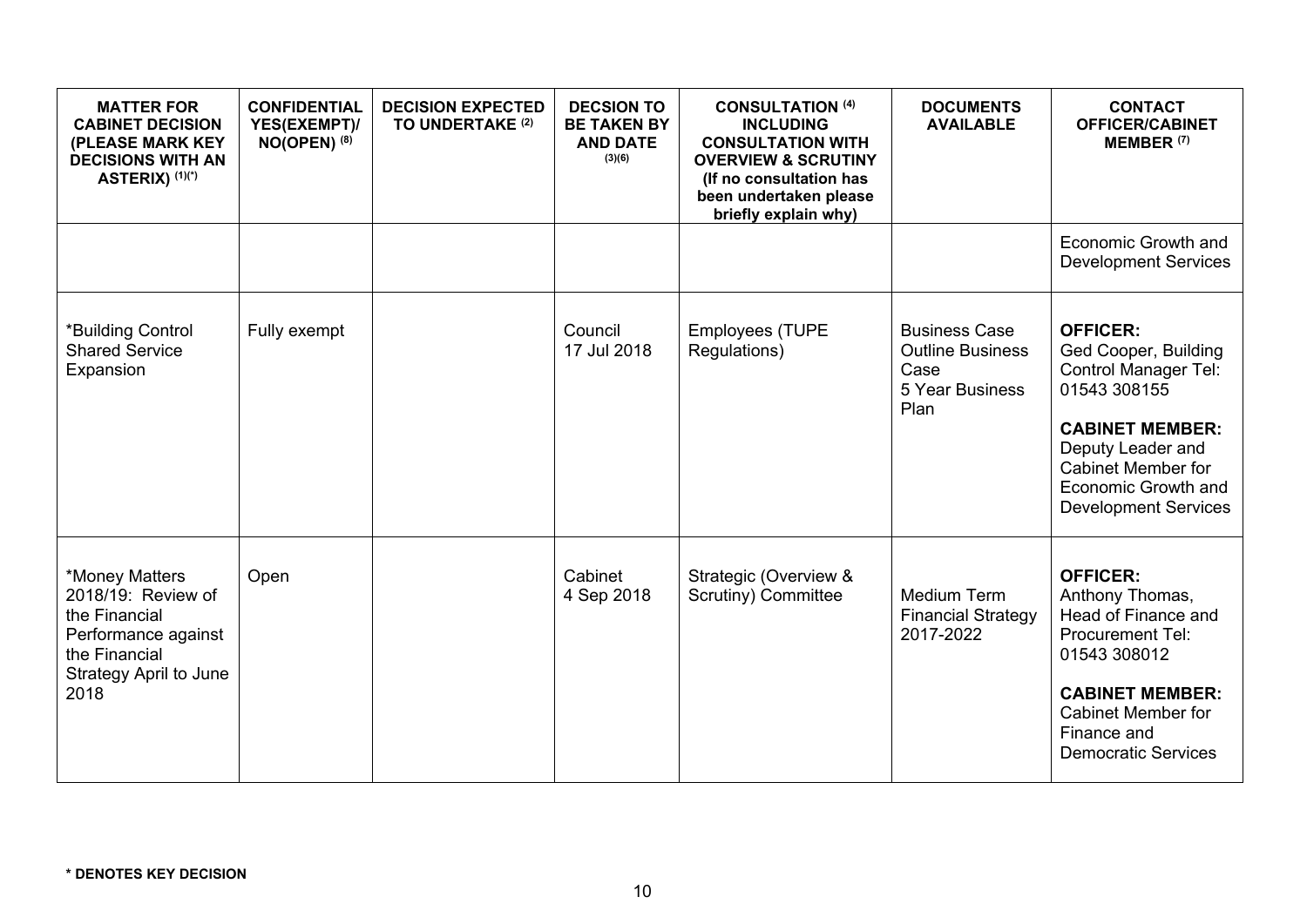| MATTER FOR CABINET DECISION (PLEASE MARK KEY DECISIONS WITH AN ASTERIX) (1)(*) | CONFIDENTIAL YES(EXEMPT)/ NO(OPEN) (8) | DECISION EXPECTED TO UNDERTAKE (2) | DECSION TO BE TAKEN BY AND DATE (3)(6) | CONSULTATION (4) INCLUDING CONSULTATION WITH OVERVIEW & SCRUTINY (If no consultation has been undertaken please briefly explain why) | DOCUMENTS AVAILABLE | CONTACT OFFICER/CABINET MEMBER (7) |
|---|---|---|---|---|---|---|
| | | | | | | Economic Growth and Development Services |
| *Building Control Shared Service Expansion | Fully exempt | | Council 17 Jul 2018 | Employees (TUPE Regulations) | Business Case Outline Business Case 5 Year Business Plan | **OFFICER:** Ged Cooper, Building Control Manager Tel: 01543 308155 **CABINET MEMBER:** Deputy Leader and Cabinet Member for Economic Growth and Development Services |
| *Money Matters 2018/19: Review of the Financial Performance against the Financial Strategy April to June 2018 | Open | | Cabinet 4 Sep 2018 | Strategic (Overview & Scrutiny) Committee | Medium Term Financial Strategy 2017-2022 | **OFFICER:** Anthony Thomas, Head of Finance and Procurement Tel: 01543 308012 **CABINET MEMBER:** Cabinet Member for Finance and Democratic Services |

**\* DENOTES KEY DECISION**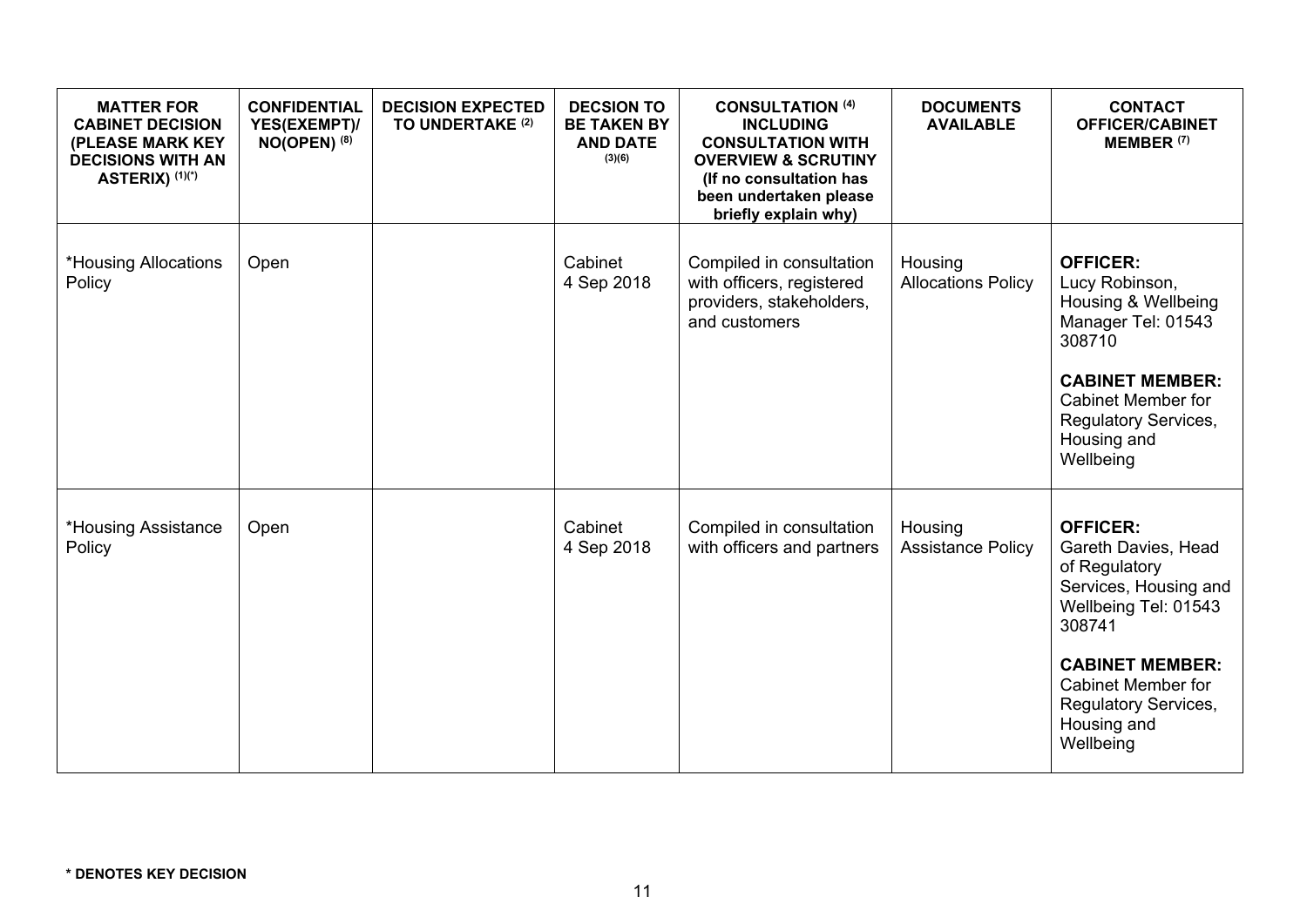| MATTER FOR CABINET DECISION (PLEASE MARK KEY DECISIONS WITH AN ASTERIX) (1)(*) | CONFIDENTIAL YES(EXEMPT)/ NO(OPEN) (8) | DECISION EXPECTED TO UNDERTAKE (2) | DECSION TO BE TAKEN BY AND DATE (3)(6) | CONSULTATION (4) INCLUDING CONSULTATION WITH OVERVIEW & SCRUTINY (If no consultation has been undertaken please briefly explain why) | DOCUMENTS AVAILABLE | CONTACT OFFICER/CABINET MEMBER (7) |
|---|---|---|---|---|---|---|
| *Housing Allocations Policy | Open | | Cabinet 4 Sep 2018 | Compiled in consultation with officers, registered providers, stakeholders, and customers | Housing Allocations Policy | **OFFICER:** Lucy Robinson, Housing & Wellbeing Manager Tel: 01543 308710 **CABINET MEMBER:** Cabinet Member for Regulatory Services, Housing and Wellbeing |
| *Housing Assistance Policy | Open | | Cabinet 4 Sep 2018 | Compiled in consultation with officers and partners | Housing Assistance Policy | **OFFICER:** Gareth Davies, Head of Regulatory Services, Housing and Wellbeing Tel: 01543 308741 **CABINET MEMBER:** Cabinet Member for Regulatory Services, Housing and Wellbeing |

**\* DENOTES KEY DECISION**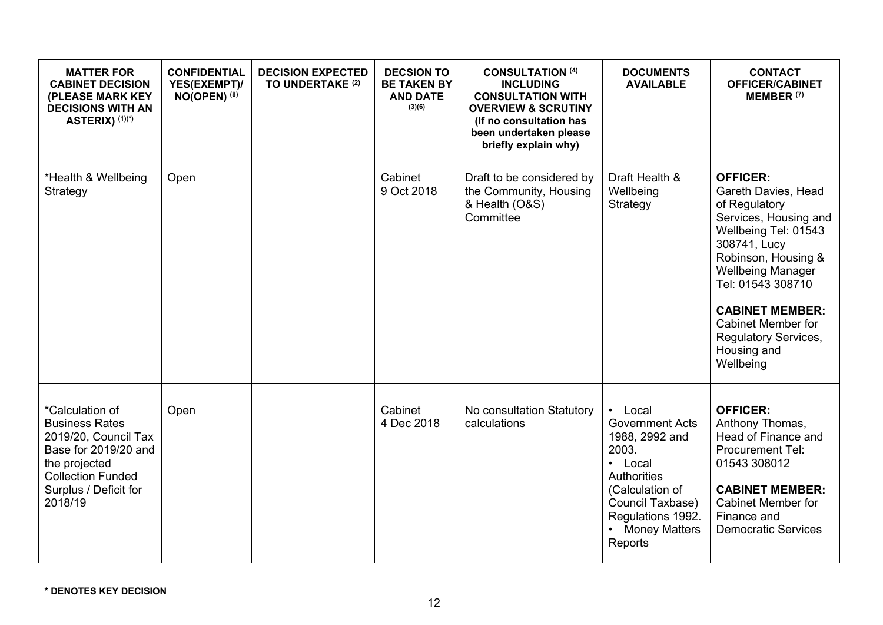| MATTER FOR CABINET DECISION (PLEASE MARK KEY DECISIONS WITH AN ASTERIX) (1)(*) | CONFIDENTIAL YES(EXEMPT)/ NO(OPEN) (8) | DECISION EXPECTED TO UNDERTAKE (2) | DECSION TO BE TAKEN BY AND DATE (3)(6) | CONSULTATION (4) INCLUDING CONSULTATION WITH OVERVIEW & SCRUTINY (If no consultation has been undertaken please briefly explain why) | DOCUMENTS AVAILABLE | CONTACT OFFICER/CABINET MEMBER (7) |
|---|---|---|---|---|---|---|
| *Health & Wellbeing Strategy | Open | | Cabinet 9 Oct 2018 | Draft to be considered by the Community, Housing & Health (O&S) Committee | Draft Health & Wellbeing Strategy | **OFFICER:** Gareth Davies, Head of Regulatory Services, Housing and Wellbeing Tel: 01543 308741, Lucy Robinson, Housing & Wellbeing Manager Tel: 01543 308710<br><br>**CABINET MEMBER:** Cabinet Member for Regulatory Services, Housing and Wellbeing |
| *Calculation of Business Rates 2019/20, Council Tax Base for 2019/20 and the projected Collection Funded Surplus / Deficit for 2018/19 | Open | | Cabinet 4 Dec 2018 | No consultation Statutory calculations | • Local Government Acts 1988, 2992 and 2003.<br>• Local Authorities (Calculation of Council Taxbase) Regulations 1992.<br>• Money Matters Reports | **OFFICER:** Anthony Thomas, Head of Finance and Procurement Tel: 01543 308012<br><br>**CABINET MEMBER:** Cabinet Member for Finance and Democratic Services |

**\* DENOTES KEY DECISION**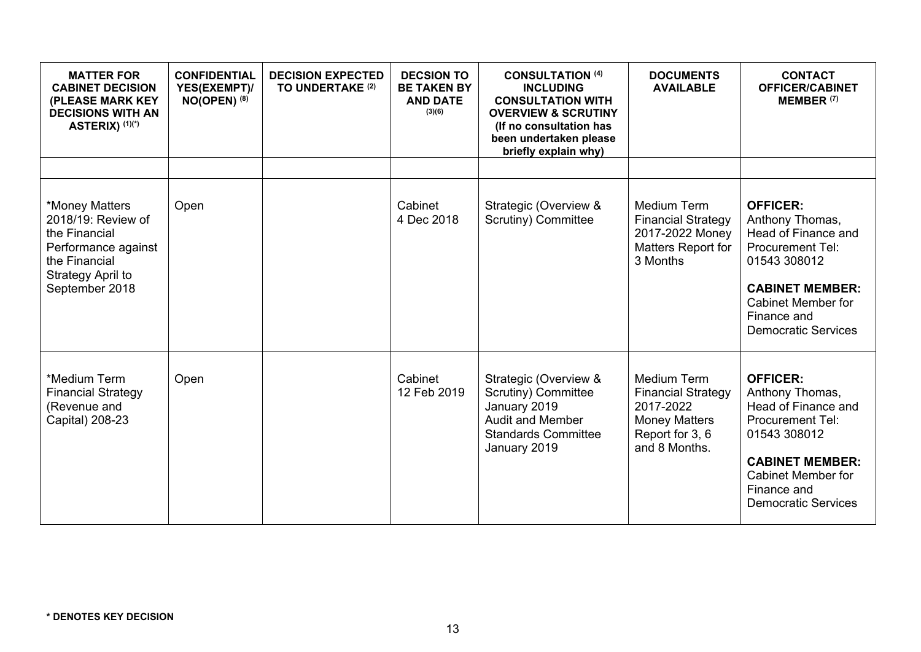| MATTER FOR CABINET DECISION (PLEASE MARK KEY DECISIONS WITH AN ASTERIX) (1)(*) | CONFIDENTIAL YES(EXEMPT)/ NO(OPEN) (8) | DECISION EXPECTED TO UNDERTAKE (2) | DECSION TO BE TAKEN BY AND DATE (3)(6) | CONSULTATION (4) INCLUDING CONSULTATION WITH OVERVIEW & SCRUTINY (If no consultation has been undertaken please briefly explain why) | DOCUMENTS AVAILABLE | CONTACT OFFICER/CABINET MEMBER (7) |
|---|---|---|---|---|---|---|
| | | | | | | |
| *Money Matters 2018/19: Review of the Financial Performance against the Financial Strategy April to September 2018 | Open | | Cabinet 4 Dec 2018 | Strategic (Overview & Scrutiny) Committee | Medium Term Financial Strategy 2017-2022 Money Matters Report for 3 Months | **OFFICER:** Anthony Thomas, Head of Finance and Procurement Tel: 01543 308012 **CABINET MEMBER:** Cabinet Member for Finance and Democratic Services |
| *Medium Term Financial Strategy (Revenue and Capital) 208-23 | Open | | Cabinet 12 Feb 2019 | Strategic (Overview & Scrutiny) Committee January 2019 Audit and Member Standards Committee January 2019 | Medium Term Financial Strategy 2017-2022 Money Matters Report for 3, 6 and 8 Months. | **OFFICER:** Anthony Thomas, Head of Finance and Procurement Tel: 01543 308012 **CABINET MEMBER:** Cabinet Member for Finance and Democratic Services |

**\* DENOTES KEY DECISION**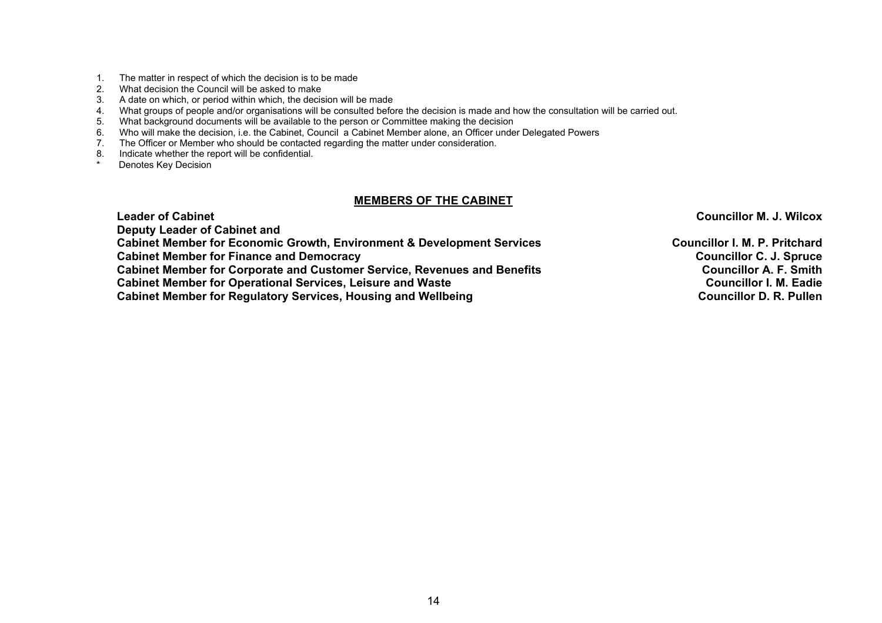1. The matter in respect of which the decision is to be made
2. What decision the Council will be asked to make
3. A date on which, or period within which, the decision will be made
4. What groups of people and/or organisations will be consulted before the decision is made and how the consultation will be carried out.
5. What background documents will be available to the person or Committee making the decision
6. Who will make the decision, i.e. the Cabinet, Council a Cabinet Member alone, an Officer under Delegated Powers
7. The Officer or Member who should be contacted regarding the matter under consideration.
8. Indicate whether the report will be confidential.

\* Denotes Key Decision

## MEMBERS OF THE CABINET

| | |
|---|---|
| **Leader of Cabinet** | **Councillor M. J. Wilcox** |
| **Deputy Leader of Cabinet and Cabinet Member for Economic Growth, Environment & Development Services** | **Councillor I. M. P. Pritchard** |
| **Cabinet Member for Finance and Democracy** | **Councillor C. J. Spruce** |
| **Cabinet Member for Corporate and Customer Service, Revenues and Benefits** | **Councillor A. F. Smith** |
| **Cabinet Member for Operational Services, Leisure and Waste** | **Councillor I. M. Eadie** |
| **Cabinet Member for Regulatory Services, Housing and Wellbeing** | **Councillor D. R. Pullen** |